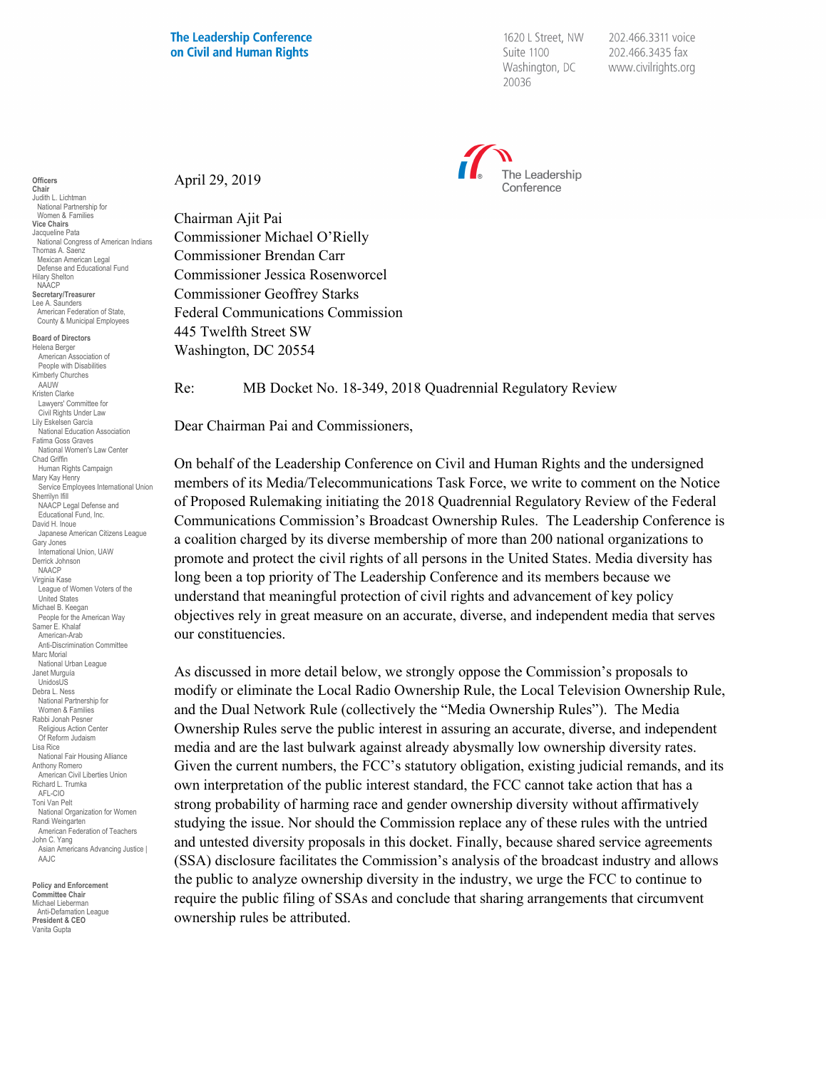**The Leadership Conference on Civil and Human Rights**

1620 L Street, NW
Suite 1100
Washington, DC
20036

202.466.3311 voice
202.466.3435 fax
www.civilrights.org

The Leadership Conference

**Officers**
**Chair**
Judith L. Lichtman
National Partnership for Women & Families
**Vice Chairs**
Jacqueline Pata
National Congress of American Indians
Thomas A. Saenz
Mexican American Legal Defense and Educational Fund
Hilary Shelton
NAACP
**Secretary/Treasurer**
Lee A. Saunders
American Federation of State, County & Municipal Employees

**Board of Directors**
Helena Berger
American Association of People with Disabilities
Kimberly Churches
AAUW
Kristen Clarke
Lawyers' Committee for Civil Rights Under Law
Lily Eskelsen García
National Education Association
Fatima Goss Graves
National Women's Law Center
Chad Griffin
Human Rights Campaign
Mary Kay Henry
Service Employees International Union
Sherrilyn Ifill
NAACP Legal Defense and Educational Fund, Inc.
David H. Inoue
Japanese American Citizens League
Gary Jones
International Union, UAW
Derrick Johnson
NAACP
Virginia Kase
League of Women Voters of the United States
Michael B. Keegan
People for the American Way
Samer E. Khalaf
American-Arab Anti-Discrimination Committee
Marc Morial
National Urban League
Janet Murguía
UnidosUS
Debra L. Ness
National Partnership for Women & Families
Rabbi Jonah Pesner
Religious Action Center Of Reform Judaism
Lisa Rice
National Fair Housing Alliance
Anthony Romero
American Civil Liberties Union
Richard L. Trumka
AFL-CIO
Toni Van Pelt
National Organization for Women
Randi Weingarten
American Federation of Teachers
John C. Yang
Asian Americans Advancing Justice | AAJC

**Policy and Enforcement Committee Chair**
Michael Lieberman
Anti-Defamation League
**President & CEO**
Vanita Gupta

April 29, 2019

Chairman Ajit Pai
Commissioner Michael O'Rielly
Commissioner Brendan Carr
Commissioner Jessica Rosenworcel
Commissioner Geoffrey Starks
Federal Communications Commission
445 Twelfth Street SW
Washington, DC 20554

Re: MB Docket No. 18-349, 2018 Quadrennial Regulatory Review

Dear Chairman Pai and Commissioners,

On behalf of the Leadership Conference on Civil and Human Rights and the undersigned members of its Media/Telecommunications Task Force, we write to comment on the Notice of Proposed Rulemaking initiating the 2018 Quadrennial Regulatory Review of the Federal Communications Commission's Broadcast Ownership Rules. The Leadership Conference is a coalition charged by its diverse membership of more than 200 national organizations to promote and protect the civil rights of all persons in the United States. Media diversity has long been a top priority of The Leadership Conference and its members because we understand that meaningful protection of civil rights and advancement of key policy objectives rely in great measure on an accurate, diverse, and independent media that serves our constituencies.

As discussed in more detail below, we strongly oppose the Commission's proposals to modify or eliminate the Local Radio Ownership Rule, the Local Television Ownership Rule, and the Dual Network Rule (collectively the "Media Ownership Rules"). The Media Ownership Rules serve the public interest in assuring an accurate, diverse, and independent media and are the last bulwark against already abysmally low ownership diversity rates. Given the current numbers, the FCC's statutory obligation, existing judicial remands, and its own interpretation of the public interest standard, the FCC cannot take action that has a strong probability of harming race and gender ownership diversity without affirmatively studying the issue. Nor should the Commission replace any of these rules with the untried and untested diversity proposals in this docket. Finally, because shared service agreements (SSA) disclosure facilitates the Commission's analysis of the broadcast industry and allows the public to analyze ownership diversity in the industry, we urge the FCC to continue to require the public filing of SSAs and conclude that sharing arrangements that circumvent ownership rules be attributed.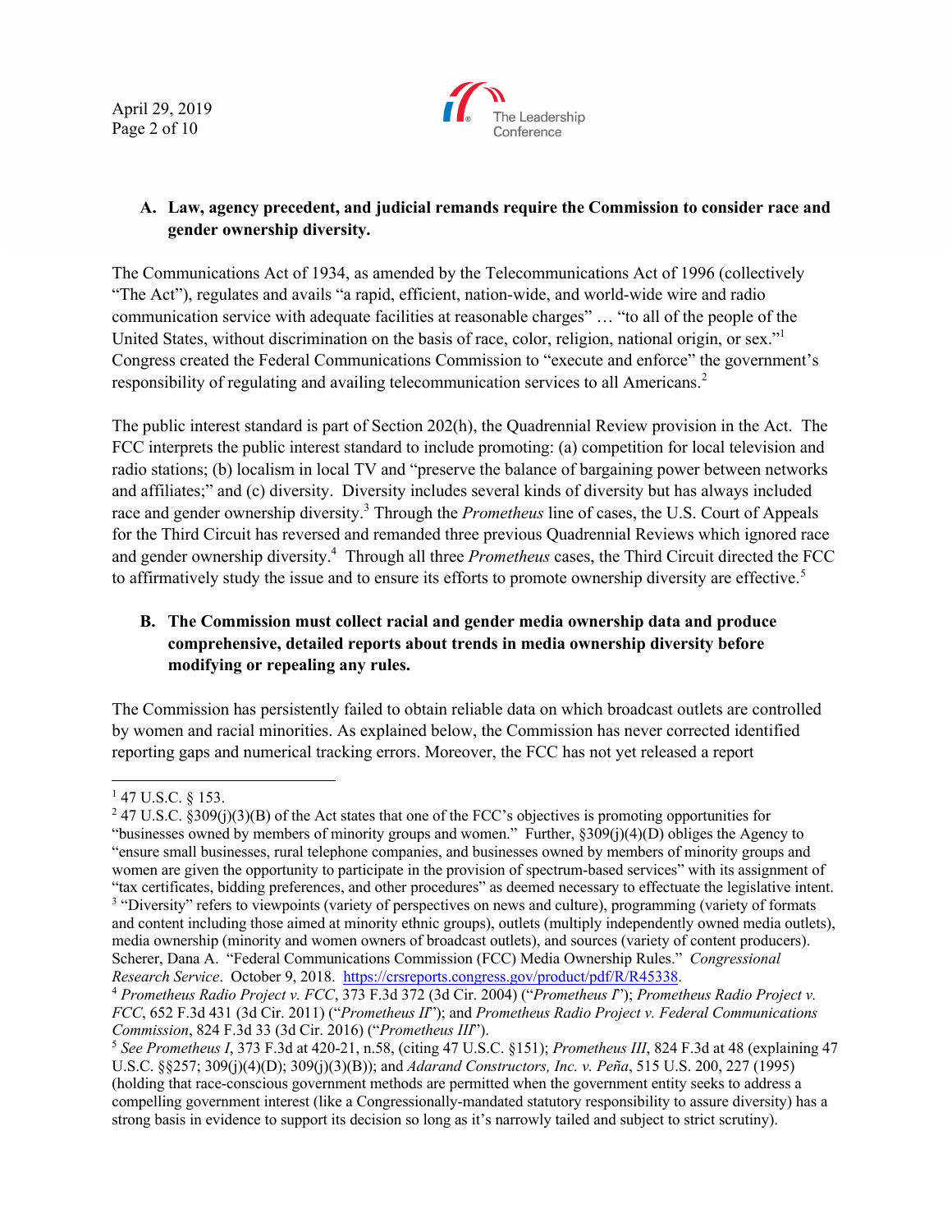**A. Law, agency precedent, and judicial remands require the Commission to consider race and gender ownership diversity.**

The Communications Act of 1934, as amended by the Telecommunications Act of 1996 (collectively "The Act"), regulates and avails "a rapid, efficient, nation-wide, and world-wide wire and radio communication service with adequate facilities at reasonable charges" … "to all of the people of the United States, without discrimination on the basis of race, color, religion, national origin, or sex."[1] Congress created the Federal Communications Commission to "execute and enforce" the government's responsibility of regulating and availing telecommunication services to all Americans.[2]

The public interest standard is part of Section 202(h), the Quadrennial Review provision in the Act. The FCC interprets the public interest standard to include promoting: (a) competition for local television and radio stations; (b) localism in local TV and "preserve the balance of bargaining power between networks and affiliates;" and (c) diversity. Diversity includes several kinds of diversity but has always included race and gender ownership diversity.[3] Through the *Prometheus* line of cases, the U.S. Court of Appeals for the Third Circuit has reversed and remanded three previous Quadrennial Reviews which ignored race and gender ownership diversity.[4] Through all three *Prometheus* cases, the Third Circuit directed the FCC to affirmatively study the issue and to ensure its efforts to promote ownership diversity are effective.[5]

**B. The Commission must collect racial and gender media ownership data and produce comprehensive, detailed reports about trends in media ownership diversity before modifying or repealing any rules.**

The Commission has persistently failed to obtain reliable data on which broadcast outlets are controlled by women and racial minorities. As explained below, the Commission has never corrected identified reporting gaps and numerical tracking errors. Moreover, the FCC has not yet released a report

---

[1] 47 U.S.C. § 153.

[2] 47 U.S.C. §309(j)(3)(B) of the Act states that one of the FCC's objectives is promoting opportunities for "businesses owned by members of minority groups and women." Further, §309(j)(4)(D) obliges the Agency to "ensure small businesses, rural telephone companies, and businesses owned by members of minority groups and women are given the opportunity to participate in the provision of spectrum-based services" with its assignment of "tax certificates, bidding preferences, and other procedures" as deemed necessary to effectuate the legislative intent.

[3] "Diversity" refers to viewpoints (variety of perspectives on news and culture), programming (variety of formats and content including those aimed at minority ethnic groups), outlets (multiply independently owned media outlets), media ownership (minority and women owners of broadcast outlets), and sources (variety of content producers). Scherer, Dana A. "Federal Communications Commission (FCC) Media Ownership Rules." *Congressional Research Service*. October 9, 2018. https://crsreports.congress.gov/product/pdf/R/R45338.

[4] *Prometheus Radio Project v. FCC*, 373 F.3d 372 (3d Cir. 2004) ("*Prometheus I*"); *Prometheus Radio Project v. FCC*, 652 F.3d 431 (3d Cir. 2011) ("*Prometheus II*"); and *Prometheus Radio Project v. Federal Communications Commission*, 824 F.3d 33 (3d Cir. 2016) ("*Prometheus III*").

[5] *See Prometheus I*, 373 F.3d at 420-21, n.58, (citing 47 U.S.C. §151); *Prometheus III*, 824 F.3d at 48 (explaining 47 U.S.C. §§257; 309(j)(4)(D); 309(j)(3)(B)); and *Adarand Constructors, Inc. v. Peña*, 515 U.S. 200, 227 (1995) (holding that race-conscious government methods are permitted when the government entity seeks to address a compelling government interest (like a Congressionally-mandated statutory responsibility to assure diversity) has a strong basis in evidence to support its decision so long as it's narrowly tailed and subject to strict scrutiny).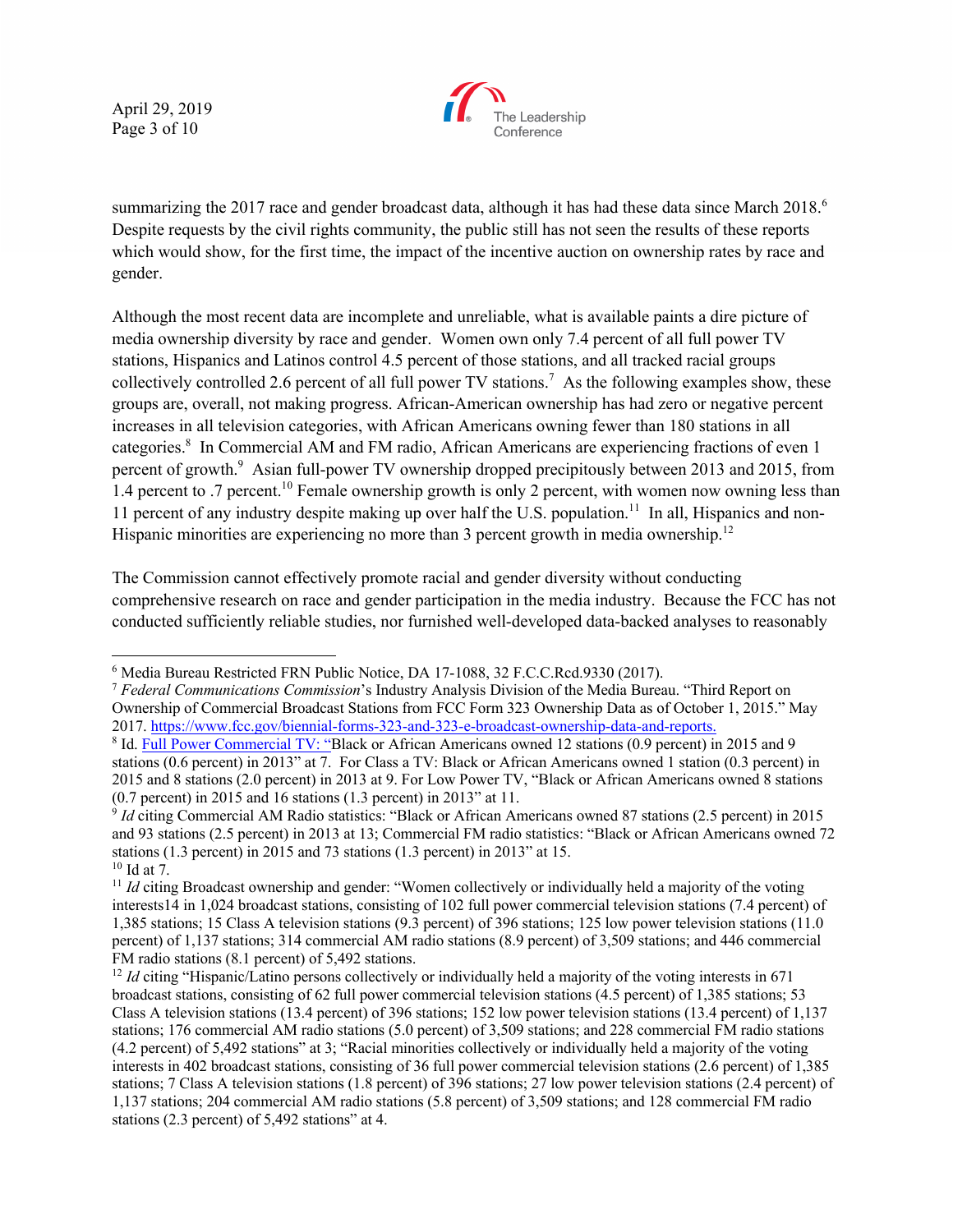summarizing the 2017 race and gender broadcast data, although it has had these data since March 2018.[6] Despite requests by the civil rights community, the public still has not seen the results of these reports which would show, for the first time, the impact of the incentive auction on ownership rates by race and gender.

Although the most recent data are incomplete and unreliable, what is available paints a dire picture of media ownership diversity by race and gender. Women own only 7.4 percent of all full power TV stations, Hispanics and Latinos control 4.5 percent of those stations, and all tracked racial groups collectively controlled 2.6 percent of all full power TV stations.[7] As the following examples show, these groups are, overall, not making progress. African-American ownership has had zero or negative percent increases in all television categories, with African Americans owning fewer than 180 stations in all categories.[8] In Commercial AM and FM radio, African Americans are experiencing fractions of even 1 percent of growth.[9] Asian full-power TV ownership dropped precipitously between 2013 and 2015, from 1.4 percent to .7 percent.[10] Female ownership growth is only 2 percent, with women now owning less than 11 percent of any industry despite making up over half the U.S. population.[11] In all, Hispanics and non-Hispanic minorities are experiencing no more than 3 percent growth in media ownership.[12]

The Commission cannot effectively promote racial and gender diversity without conducting comprehensive research on race and gender participation in the media industry. Because the FCC has not conducted sufficiently reliable studies, nor furnished well-developed data-backed analyses to reasonably

---

[6] Media Bureau Restricted FRN Public Notice, DA 17-1088, 32 F.C.C.Rcd.9330 (2017).

[7] *Federal Communications Commission*'s Industry Analysis Division of the Media Bureau. "Third Report on Ownership of Commercial Broadcast Stations from FCC Form 323 Ownership Data as of October 1, 2015." May 2017. https://www.fcc.gov/biennial-forms-323-and-323-e-broadcast-ownership-data-and-reports.

[8] Id. Full Power Commercial TV: "Black or African Americans owned 12 stations (0.9 percent) in 2015 and 9 stations (0.6 percent) in 2013" at 7. For Class a TV: Black or African Americans owned 1 station (0.3 percent) in 2015 and 8 stations (2.0 percent) in 2013 at 9. For Low Power TV, "Black or African Americans owned 8 stations (0.7 percent) in 2015 and 16 stations (1.3 percent) in 2013" at 11.

[9] *Id* citing Commercial AM Radio statistics: "Black or African Americans owned 87 stations (2.5 percent) in 2015 and 93 stations (2.5 percent) in 2013 at 13; Commercial FM radio statistics: "Black or African Americans owned 72 stations (1.3 percent) in 2015 and 73 stations (1.3 percent) in 2013" at 15.

[10] Id at 7.

[11] *Id* citing Broadcast ownership and gender: "Women collectively or individually held a majority of the voting interests14 in 1,024 broadcast stations, consisting of 102 full power commercial television stations (7.4 percent) of 1,385 stations; 15 Class A television stations (9.3 percent) of 396 stations; 125 low power television stations (11.0 percent) of 1,137 stations; 314 commercial AM radio stations (8.9 percent) of 3,509 stations; and 446 commercial FM radio stations (8.1 percent) of 5,492 stations.

[12] *Id* citing "Hispanic/Latino persons collectively or individually held a majority of the voting interests in 671 broadcast stations, consisting of 62 full power commercial television stations (4.5 percent) of 1,385 stations; 53 Class A television stations (13.4 percent) of 396 stations; 152 low power television stations (13.4 percent) of 1,137 stations; 176 commercial AM radio stations (5.0 percent) of 3,509 stations; and 228 commercial FM radio stations (4.2 percent) of 5,492 stations" at 3; "Racial minorities collectively or individually held a majority of the voting interests in 402 broadcast stations, consisting of 36 full power commercial television stations (2.6 percent) of 1,385 stations; 7 Class A television stations (1.8 percent) of 396 stations; 27 low power television stations (2.4 percent) of 1,137 stations; 204 commercial AM radio stations (5.8 percent) of 3,509 stations; and 128 commercial FM radio stations (2.3 percent) of 5,492 stations" at 4.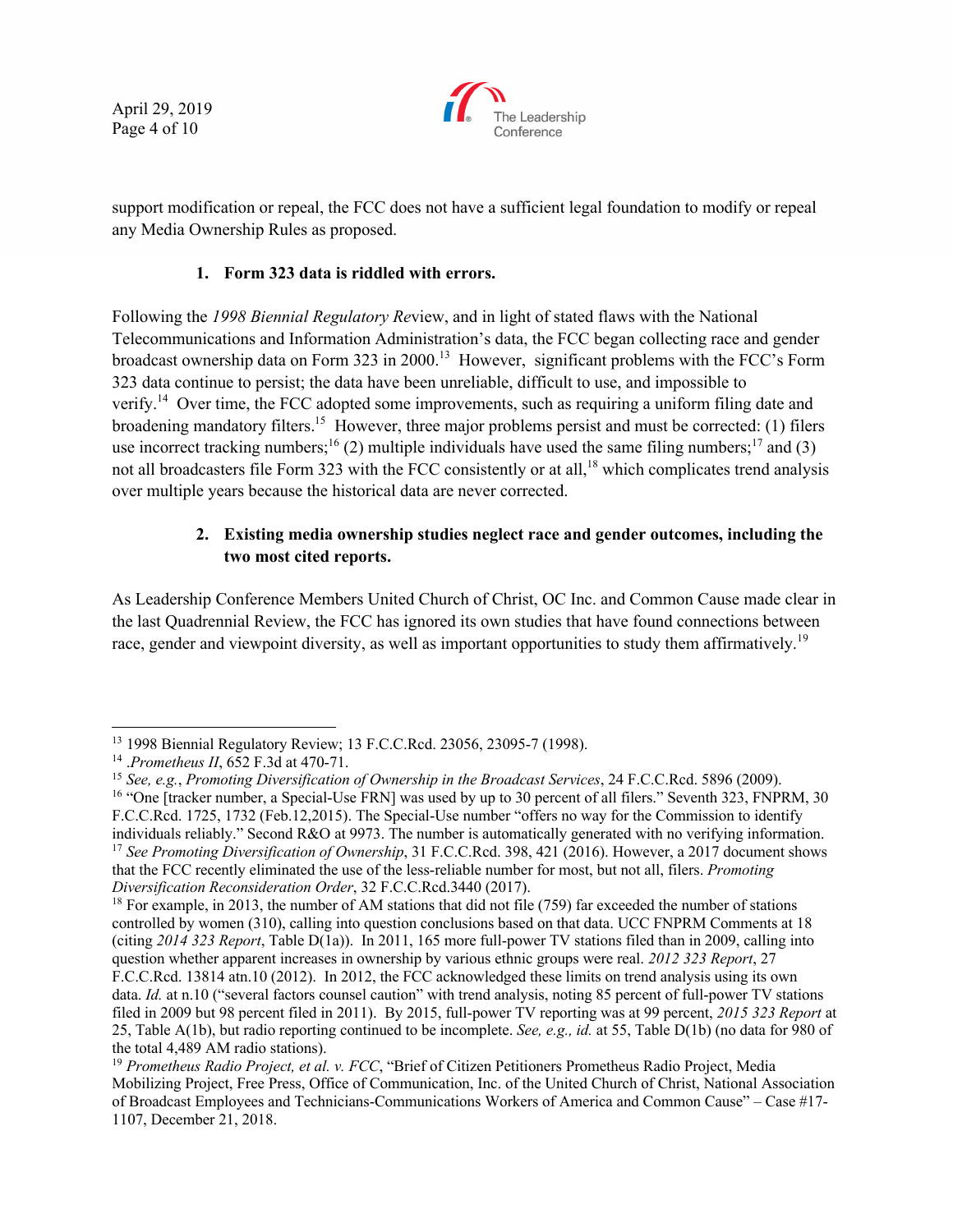support modification or repeal, the FCC does not have a sufficient legal foundation to modify or repeal any Media Ownership Rules as proposed.

**1. Form 323 data is riddled with errors.**

Following the *1998 Biennial Regulatory Re*view, and in light of stated flaws with the National Telecommunications and Information Administration's data, the FCC began collecting race and gender broadcast ownership data on Form 323 in 2000.[13] However, significant problems with the FCC's Form 323 data continue to persist; the data have been unreliable, difficult to use, and impossible to verify.[14] Over time, the FCC adopted some improvements, such as requiring a uniform filing date and broadening mandatory filters.[15] However, three major problems persist and must be corrected: (1) filers use incorrect tracking numbers;[16] (2) multiple individuals have used the same filing numbers;[17] and (3) not all broadcasters file Form 323 with the FCC consistently or at all,[18] which complicates trend analysis over multiple years because the historical data are never corrected.

**2. Existing media ownership studies neglect race and gender outcomes, including the two most cited reports.**

As Leadership Conference Members United Church of Christ, OC Inc. and Common Cause made clear in the last Quadrennial Review, the FCC has ignored its own studies that have found connections between race, gender and viewpoint diversity, as well as important opportunities to study them affirmatively.[19]

---

[13] 1998 Biennial Regulatory Review; 13 F.C.C.Rcd. 23056, 23095-7 (1998).

[14] .*Prometheus II*, 652 F.3d at 470-71.

[15] *See, e.g.*, *Promoting Diversification of Ownership in the Broadcast Services*, 24 F.C.C.Rcd. 5896 (2009).

[16] "One [tracker number, a Special-Use FRN] was used by up to 30 percent of all filers." Seventh 323, FNPRM, 30 F.C.C.Rcd. 1725, 1732 (Feb.12,2015). The Special-Use number "offers no way for the Commission to identify individuals reliably." Second R&O at 9973. The number is automatically generated with no verifying information.

[17] *See Promoting Diversification of Ownership*, 31 F.C.C.Rcd. 398, 421 (2016). However, a 2017 document shows that the FCC recently eliminated the use of the less-reliable number for most, but not all, filers. *Promoting Diversification Reconsideration Order*, 32 F.C.C.Rcd.3440 (2017).

[18] For example, in 2013, the number of AM stations that did not file (759) far exceeded the number of stations controlled by women (310), calling into question conclusions based on that data. UCC FNPRM Comments at 18 (citing *2014 323 Report*, Table D(1a)). In 2011, 165 more full-power TV stations filed than in 2009, calling into question whether apparent increases in ownership by various ethnic groups were real. *2012 323 Report*, 27 F.C.C.Rcd. 13814 atn.10 (2012). In 2012, the FCC acknowledged these limits on trend analysis using its own data. *Id.* at n.10 ("several factors counsel caution" with trend analysis, noting 85 percent of full-power TV stations filed in 2009 but 98 percent filed in 2011). By 2015, full-power TV reporting was at 99 percent, *2015 323 Report* at 25, Table A(1b), but radio reporting continued to be incomplete. *See, e.g., id.* at 55, Table D(1b) (no data for 980 of the total 4,489 AM radio stations).

[19] *Prometheus Radio Project, et al. v. FCC*, "Brief of Citizen Petitioners Prometheus Radio Project, Media Mobilizing Project, Free Press, Office of Communication, Inc. of the United Church of Christ, National Association of Broadcast Employees and Technicians-Communications Workers of America and Common Cause" – Case #17-1107, December 21, 2018.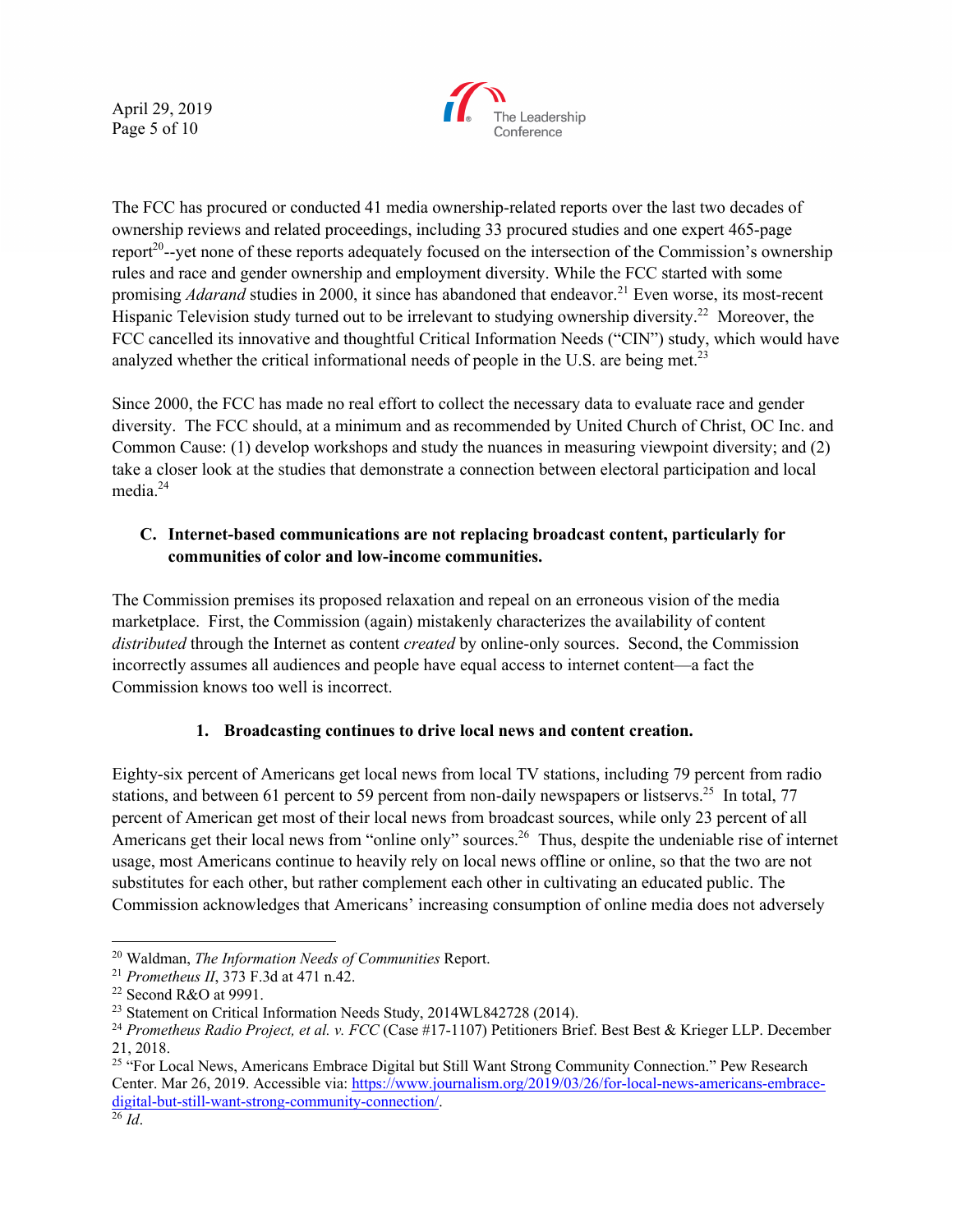The FCC has procured or conducted 41 media ownership-related reports over the last two decades of ownership reviews and related proceedings, including 33 procured studies and one expert 465-page report[20]--yet none of these reports adequately focused on the intersection of the Commission's ownership rules and race and gender ownership and employment diversity. While the FCC started with some promising *Adarand* studies in 2000, it since has abandoned that endeavor.[21] Even worse, its most-recent Hispanic Television study turned out to be irrelevant to studying ownership diversity.[22] Moreover, the FCC cancelled its innovative and thoughtful Critical Information Needs ("CIN") study, which would have analyzed whether the critical informational needs of people in the U.S. are being met.[23]

Since 2000, the FCC has made no real effort to collect the necessary data to evaluate race and gender diversity. The FCC should, at a minimum and as recommended by United Church of Christ, OC Inc. and Common Cause: (1) develop workshops and study the nuances in measuring viewpoint diversity; and (2) take a closer look at the studies that demonstrate a connection between electoral participation and local media.[24]

### C. Internet-based communications are not replacing broadcast content, particularly for communities of color and low-income communities.

The Commission premises its proposed relaxation and repeal on an erroneous vision of the media marketplace. First, the Commission (again) mistakenly characterizes the availability of content *distributed* through the Internet as content *created* by online-only sources. Second, the Commission incorrectly assumes all audiences and people have equal access to internet content—a fact the Commission knows too well is incorrect.

#### 1. Broadcasting continues to drive local news and content creation.

Eighty-six percent of Americans get local news from local TV stations, including 79 percent from radio stations, and between 61 percent to 59 percent from non-daily newspapers or listservs.[25] In total, 77 percent of American get most of their local news from broadcast sources, while only 23 percent of all Americans get their local news from "online only" sources.[26] Thus, despite the undeniable rise of internet usage, most Americans continue to heavily rely on local news offline or online, so that the two are not substitutes for each other, but rather complement each other in cultivating an educated public. The Commission acknowledges that Americans' increasing consumption of online media does not adversely

---

[20] Waldman, *The Information Needs of Communities* Report.

[21] *Prometheus II*, 373 F.3d at 471 n.42.

[22] Second R&O at 9991.

[23] Statement on Critical Information Needs Study, 2014WL842728 (2014).

[24] *Prometheus Radio Project, et al. v. FCC* (Case #17-1107) Petitioners Brief. Best Best & Krieger LLP. December 21, 2018.

[25] "For Local News, Americans Embrace Digital but Still Want Strong Community Connection." Pew Research Center. Mar 26, 2019. Accessible via: https://www.journalism.org/2019/03/26/for-local-news-americans-embrace-digital-but-still-want-strong-community-connection/.

[26] *Id*.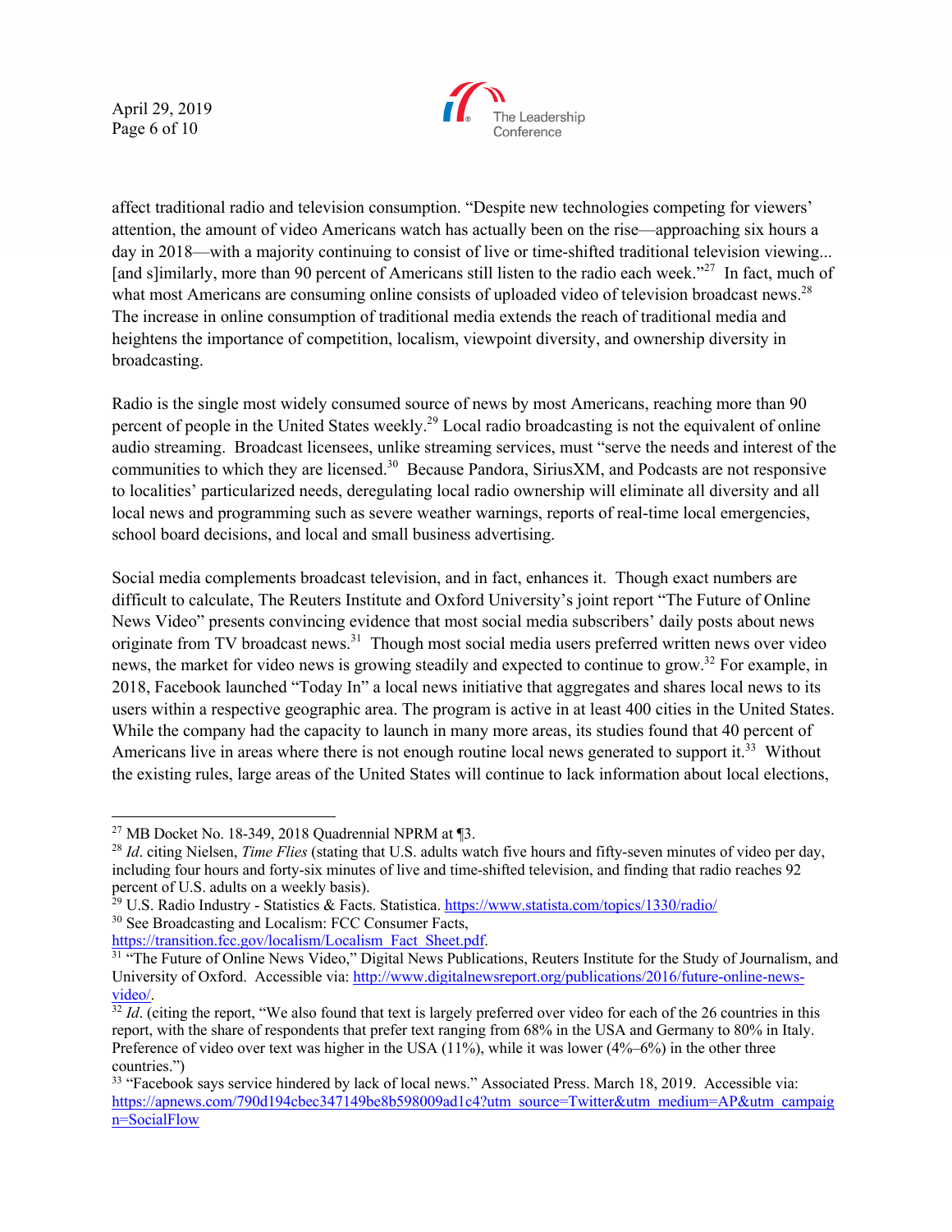affect traditional radio and television consumption. "Despite new technologies competing for viewers' attention, the amount of video Americans watch has actually been on the rise—approaching six hours a day in 2018—with a majority continuing to consist of live or time-shifted traditional television viewing... [and s]imilarly, more than 90 percent of Americans still listen to the radio each week."[27] In fact, much of what most Americans are consuming online consists of uploaded video of television broadcast news.[28] The increase in online consumption of traditional media extends the reach of traditional media and heightens the importance of competition, localism, viewpoint diversity, and ownership diversity in broadcasting.

Radio is the single most widely consumed source of news by most Americans, reaching more than 90 percent of people in the United States weekly.[29] Local radio broadcasting is not the equivalent of online audio streaming. Broadcast licensees, unlike streaming services, must "serve the needs and interest of the communities to which they are licensed.[30] Because Pandora, SiriusXM, and Podcasts are not responsive to localities' particularized needs, deregulating local radio ownership will eliminate all diversity and all local news and programming such as severe weather warnings, reports of real-time local emergencies, school board decisions, and local and small business advertising.

Social media complements broadcast television, and in fact, enhances it. Though exact numbers are difficult to calculate, The Reuters Institute and Oxford University's joint report "The Future of Online News Video" presents convincing evidence that most social media subscribers' daily posts about news originate from TV broadcast news.[31] Though most social media users preferred written news over video news, the market for video news is growing steadily and expected to continue to grow.[32] For example, in 2018, Facebook launched "Today In" a local news initiative that aggregates and shares local news to its users within a respective geographic area. The program is active in at least 400 cities in the United States. While the company had the capacity to launch in many more areas, its studies found that 40 percent of Americans live in areas where there is not enough routine local news generated to support it.[33] Without the existing rules, large areas of the United States will continue to lack information about local elections,

---

[27] MB Docket No. 18-349, 2018 Quadrennial NPRM at ¶3.

[28] *Id*. citing Nielsen, *Time Flies* (stating that U.S. adults watch five hours and fifty-seven minutes of video per day, including four hours and forty-six minutes of live and time-shifted television, and finding that radio reaches 92 percent of U.S. adults on a weekly basis).

[29] U.S. Radio Industry - Statistics & Facts. Statistica. https://www.statista.com/topics/1330/radio/

[30] See Broadcasting and Localism: FCC Consumer Facts, https://transition.fcc.gov/localism/Localism_Fact_Sheet.pdf.

[31] "The Future of Online News Video," Digital News Publications, Reuters Institute for the Study of Journalism, and University of Oxford. Accessible via: http://www.digitalnewsreport.org/publications/2016/future-online-news-video/.

[32] *Id*. (citing the report, "We also found that text is largely preferred over video for each of the 26 countries in this report, with the share of respondents that prefer text ranging from 68% in the USA and Germany to 80% in Italy. Preference of video over text was higher in the USA (11%), while it was lower (4%–6%) in the other three countries.")

[33] "Facebook says service hindered by lack of local news." Associated Press. March 18, 2019. Accessible via: https://apnews.com/790d194cbec347149be8b598009ad1c4?utm_source=Twitter&utm_medium=AP&utm_campaign=SocialFlow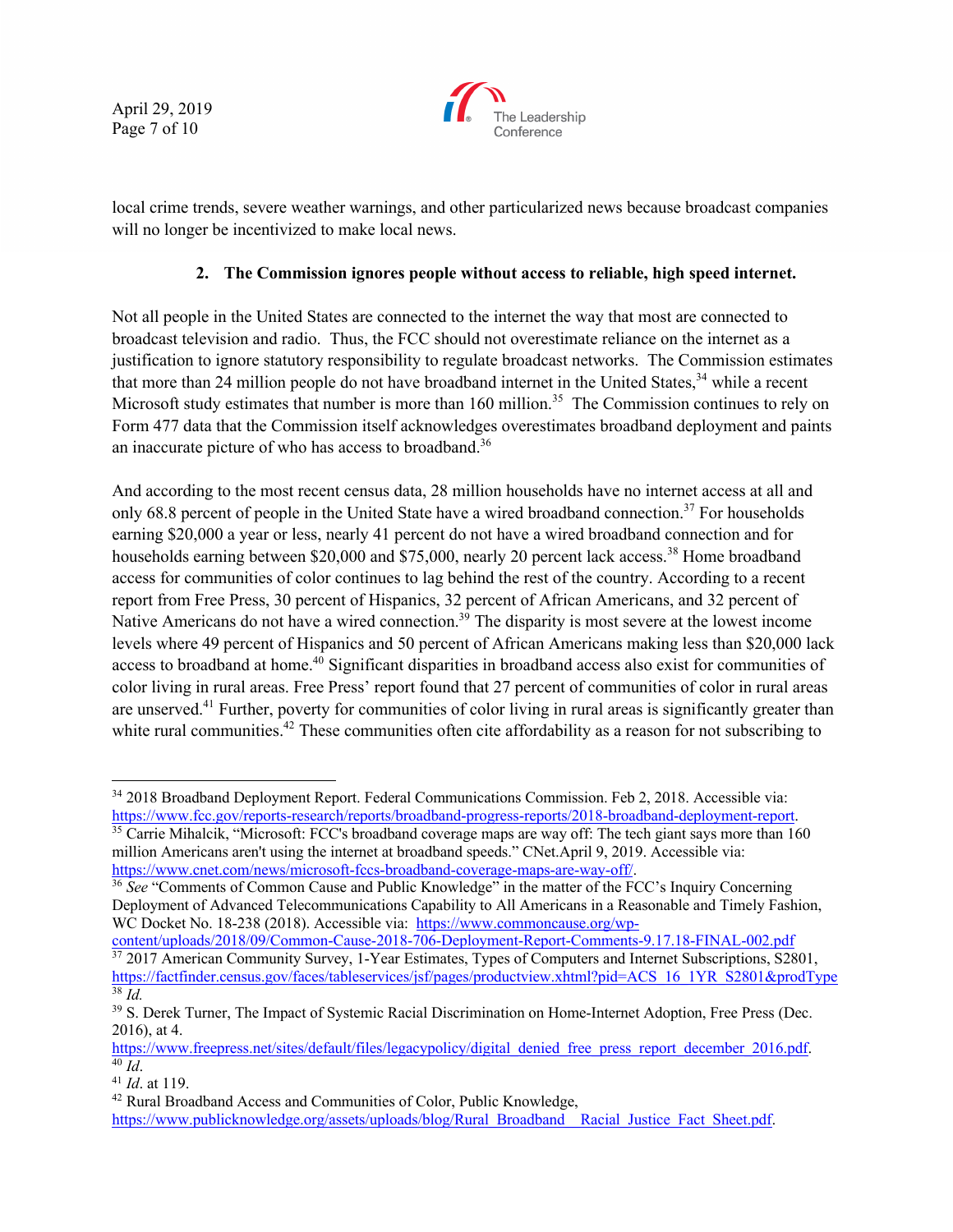local crime trends, severe weather warnings, and other particularized news because broadcast companies will no longer be incentivized to make local news.

### 2. The Commission ignores people without access to reliable, high speed internet.

Not all people in the United States are connected to the internet the way that most are connected to broadcast television and radio. Thus, the FCC should not overestimate reliance on the internet as a justification to ignore statutory responsibility to regulate broadcast networks. The Commission estimates that more than 24 million people do not have broadband internet in the United States,[34] while a recent Microsoft study estimates that number is more than 160 million.[35] The Commission continues to rely on Form 477 data that the Commission itself acknowledges overestimates broadband deployment and paints an inaccurate picture of who has access to broadband.[36]

And according to the most recent census data, 28 million households have no internet access at all and only 68.8 percent of people in the United State have a wired broadband connection.[37] For households earning $20,000 a year or less, nearly 41 percent do not have a wired broadband connection and for households earning between $20,000 and $75,000, nearly 20 percent lack access.[38] Home broadband access for communities of color continues to lag behind the rest of the country. According to a recent report from Free Press, 30 percent of Hispanics, 32 percent of African Americans, and 32 percent of Native Americans do not have a wired connection.[39] The disparity is most severe at the lowest income levels where 49 percent of Hispanics and 50 percent of African Americans making less than $20,000 lack access to broadband at home.[40] Significant disparities in broadband access also exist for communities of color living in rural areas. Free Press' report found that 27 percent of communities of color in rural areas are unserved.[41] Further, poverty for communities of color living in rural areas is significantly greater than white rural communities.[42] These communities often cite affordability as a reason for not subscribing to

---

[34] 2018 Broadband Deployment Report. Federal Communications Commission. Feb 2, 2018. Accessible via: https://www.fcc.gov/reports-research/reports/broadband-progress-reports/2018-broadband-deployment-report.

[35] Carrie Mihalcik, "Microsoft: FCC's broadband coverage maps are way off: The tech giant says more than 160 million Americans aren't using the internet at broadband speeds." CNet.April 9, 2019. Accessible via: https://www.cnet.com/news/microsoft-fccs-broadband-coverage-maps-are-way-off/.

[36] *See* "Comments of Common Cause and Public Knowledge" in the matter of the FCC's Inquiry Concerning Deployment of Advanced Telecommunications Capability to All Americans in a Reasonable and Timely Fashion, WC Docket No. 18-238 (2018). Accessible via: https://www.commoncause.org/wp-content/uploads/2018/09/Common-Cause-2018-706-Deployment-Report-Comments-9.17.18-FINAL-002.pdf

[37] 2017 American Community Survey, 1-Year Estimates, Types of Computers and Internet Subscriptions, S2801, https://factfinder.census.gov/faces/tableservices/jsf/pages/productview.xhtml?pid=ACS_16_1YR_S2801&prodType

[38] *Id.*

[39] S. Derek Turner, The Impact of Systemic Racial Discrimination on Home-Internet Adoption, Free Press (Dec. 2016), at 4. https://www.freepress.net/sites/default/files/legacypolicy/digital_denied_free_press_report_december_2016.pdf.

[40] *Id*.

[41] *Id*. at 119.

[42] Rural Broadband Access and Communities of Color, Public Knowledge, https://www.publicknowledge.org/assets/uploads/blog/Rural_Broadband__Racial_Justice_Fact_Sheet.pdf.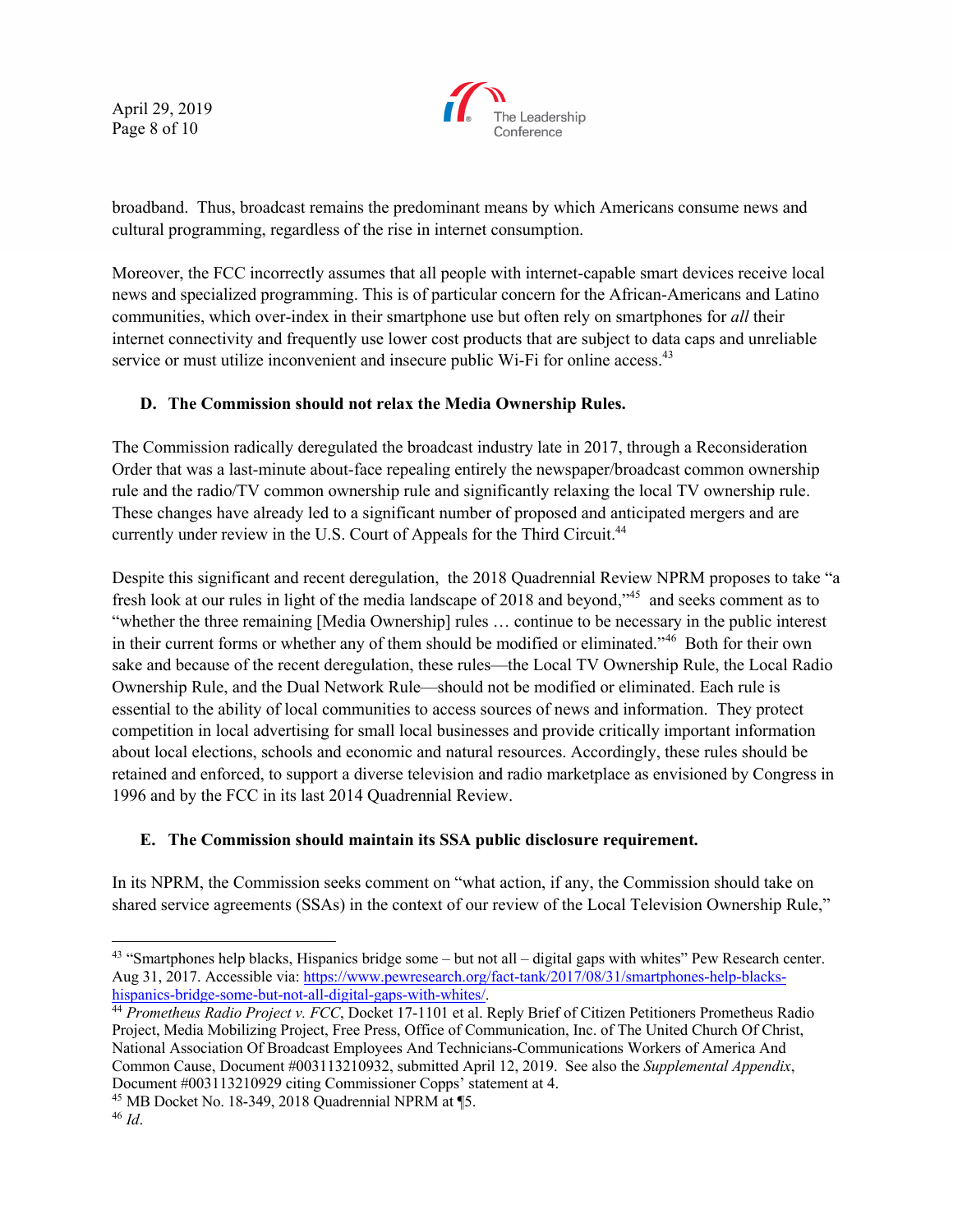broadband. Thus, broadcast remains the predominant means by which Americans consume news and cultural programming, regardless of the rise in internet consumption.

Moreover, the FCC incorrectly assumes that all people with internet-capable smart devices receive local news and specialized programming. This is of particular concern for the African-Americans and Latino communities, which over-index in their smartphone use but often rely on smartphones for *all* their internet connectivity and frequently use lower cost products that are subject to data caps and unreliable service or must utilize inconvenient and insecure public Wi-Fi for online access.[43]

### D. The Commission should not relax the Media Ownership Rules.

The Commission radically deregulated the broadcast industry late in 2017, through a Reconsideration Order that was a last-minute about-face repealing entirely the newspaper/broadcast common ownership rule and the radio/TV common ownership rule and significantly relaxing the local TV ownership rule. These changes have already led to a significant number of proposed and anticipated mergers and are currently under review in the U.S. Court of Appeals for the Third Circuit.[44]

Despite this significant and recent deregulation, the 2018 Quadrennial Review NPRM proposes to take "a fresh look at our rules in light of the media landscape of 2018 and beyond,"[45] and seeks comment as to "whether the three remaining [Media Ownership] rules … continue to be necessary in the public interest in their current forms or whether any of them should be modified or eliminated."[46] Both for their own sake and because of the recent deregulation, these rules—the Local TV Ownership Rule, the Local Radio Ownership Rule, and the Dual Network Rule—should not be modified or eliminated. Each rule is essential to the ability of local communities to access sources of news and information. They protect competition in local advertising for small local businesses and provide critically important information about local elections, schools and economic and natural resources. Accordingly, these rules should be retained and enforced, to support a diverse television and radio marketplace as envisioned by Congress in 1996 and by the FCC in its last 2014 Quadrennial Review.

### E. The Commission should maintain its SSA public disclosure requirement.

In its NPRM, the Commission seeks comment on "what action, if any, the Commission should take on shared service agreements (SSAs) in the context of our review of the Local Television Ownership Rule,"

---

[43] "Smartphones help blacks, Hispanics bridge some – but not all – digital gaps with whites" Pew Research center. Aug 31, 2017. Accessible via: https://www.pewresearch.org/fact-tank/2017/08/31/smartphones-help-blacks-hispanics-bridge-some-but-not-all-digital-gaps-with-whites/.

[44] *Prometheus Radio Project v. FCC*, Docket 17-1101 et al. Reply Brief of Citizen Petitioners Prometheus Radio Project, Media Mobilizing Project, Free Press, Office of Communication, Inc. of The United Church Of Christ, National Association Of Broadcast Employees And Technicians-Communications Workers of America And Common Cause, Document #003113210932, submitted April 12, 2019. See also the *Supplemental Appendix*, Document #003113210929 citing Commissioner Copps' statement at 4.

[45] MB Docket No. 18-349, 2018 Quadrennial NPRM at ¶5.

[46] *Id*.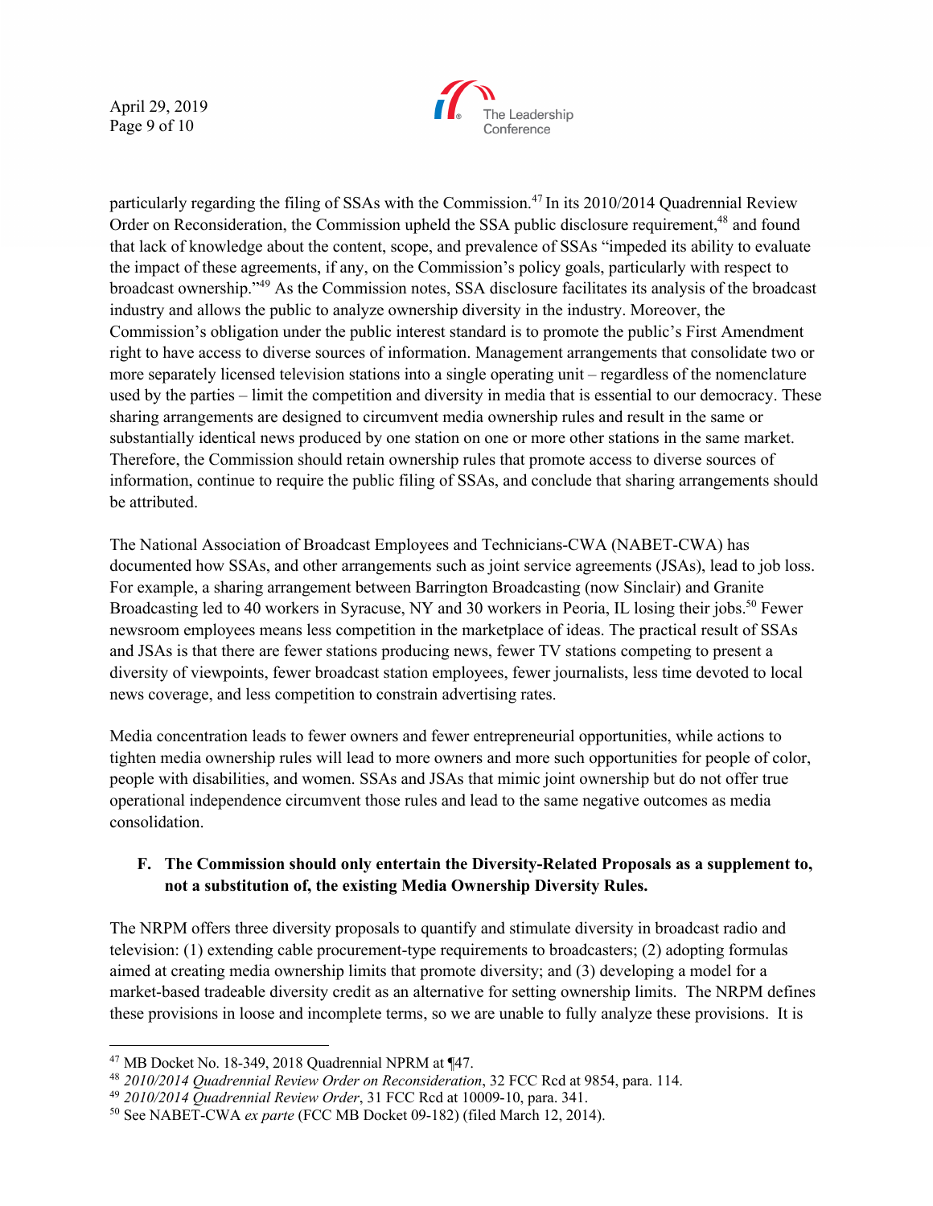particularly regarding the filing of SSAs with the Commission.[47] In its 2010/2014 Quadrennial Review Order on Reconsideration, the Commission upheld the SSA public disclosure requirement,[48] and found that lack of knowledge about the content, scope, and prevalence of SSAs "impeded its ability to evaluate the impact of these agreements, if any, on the Commission's policy goals, particularly with respect to broadcast ownership."[49] As the Commission notes, SSA disclosure facilitates its analysis of the broadcast industry and allows the public to analyze ownership diversity in the industry. Moreover, the Commission's obligation under the public interest standard is to promote the public's First Amendment right to have access to diverse sources of information. Management arrangements that consolidate two or more separately licensed television stations into a single operating unit – regardless of the nomenclature used by the parties – limit the competition and diversity in media that is essential to our democracy. These sharing arrangements are designed to circumvent media ownership rules and result in the same or substantially identical news produced by one station on one or more other stations in the same market. Therefore, the Commission should retain ownership rules that promote access to diverse sources of information, continue to require the public filing of SSAs, and conclude that sharing arrangements should be attributed.

The National Association of Broadcast Employees and Technicians-CWA (NABET-CWA) has documented how SSAs, and other arrangements such as joint service agreements (JSAs), lead to job loss. For example, a sharing arrangement between Barrington Broadcasting (now Sinclair) and Granite Broadcasting led to 40 workers in Syracuse, NY and 30 workers in Peoria, IL losing their jobs.[50] Fewer newsroom employees means less competition in the marketplace of ideas. The practical result of SSAs and JSAs is that there are fewer stations producing news, fewer TV stations competing to present a diversity of viewpoints, fewer broadcast station employees, fewer journalists, less time devoted to local news coverage, and less competition to constrain advertising rates.

Media concentration leads to fewer owners and fewer entrepreneurial opportunities, while actions to tighten media ownership rules will lead to more owners and more such opportunities for people of color, people with disabilities, and women. SSAs and JSAs that mimic joint ownership but do not offer true operational independence circumvent those rules and lead to the same negative outcomes as media consolidation.

**F. The Commission should only entertain the Diversity-Related Proposals as a supplement to, not a substitution of, the existing Media Ownership Diversity Rules.**

The NRPM offers three diversity proposals to quantify and stimulate diversity in broadcast radio and television: (1) extending cable procurement-type requirements to broadcasters; (2) adopting formulas aimed at creating media ownership limits that promote diversity; and (3) developing a model for a market-based tradeable diversity credit as an alternative for setting ownership limits. The NRPM defines these provisions in loose and incomplete terms, so we are unable to fully analyze these provisions. It is

---

[47] MB Docket No. 18-349, 2018 Quadrennial NPRM at ¶47.

[48] *2010/2014 Quadrennial Review Order on Reconsideration*, 32 FCC Rcd at 9854, para. 114.

[49] *2010/2014 Quadrennial Review Order*, 31 FCC Rcd at 10009-10, para. 341.

[50] See NABET-CWA *ex parte* (FCC MB Docket 09-182) (filed March 12, 2014).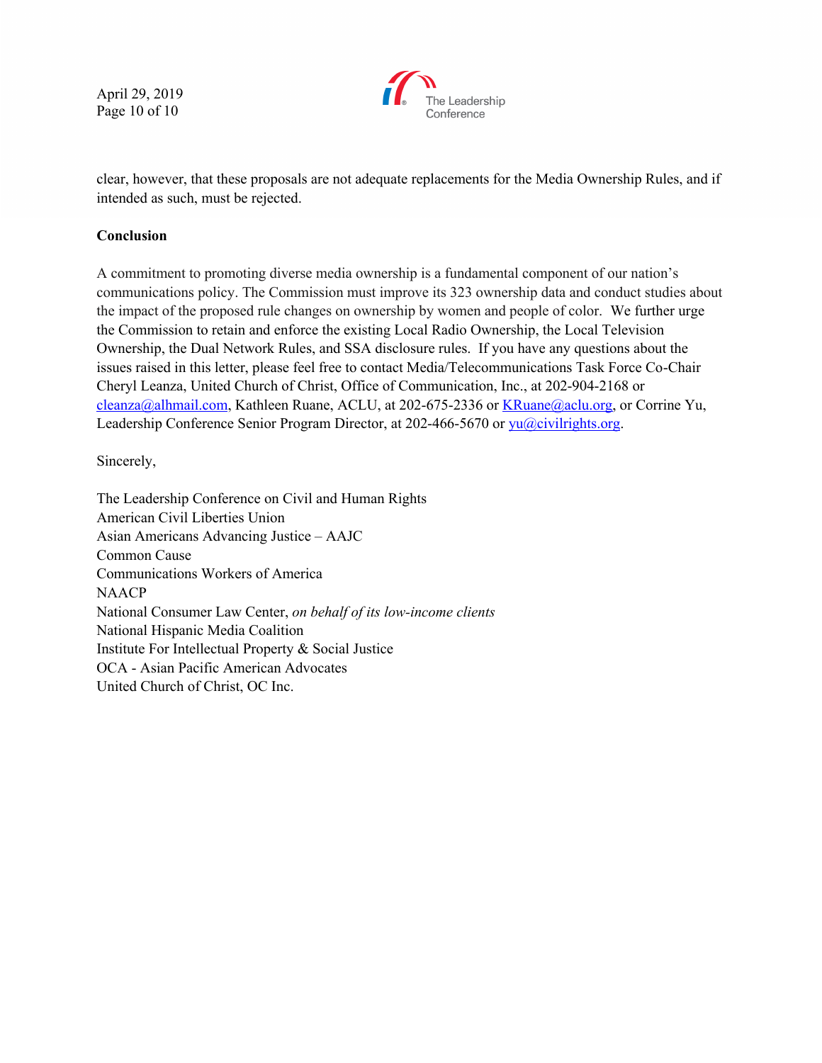clear, however, that these proposals are not adequate replacements for the Media Ownership Rules, and if intended as such, must be rejected.

**Conclusion**

A commitment to promoting diverse media ownership is a fundamental component of our nation's communications policy. The Commission must improve its 323 ownership data and conduct studies about the impact of the proposed rule changes on ownership by women and people of color. We further urge the Commission to retain and enforce the existing Local Radio Ownership, the Local Television Ownership, the Dual Network Rules, and SSA disclosure rules. If you have any questions about the issues raised in this letter, please feel free to contact Media/Telecommunications Task Force Co-Chair Cheryl Leanza, United Church of Christ, Office of Communication, Inc., at 202-904-2168 or cleanza@alhmail.com, Kathleen Ruane, ACLU, at 202-675-2336 or KRuane@aclu.org, or Corrine Yu, Leadership Conference Senior Program Director, at 202-466-5670 or yu@civilrights.org.

Sincerely,

The Leadership Conference on Civil and Human Rights
American Civil Liberties Union
Asian Americans Advancing Justice – AAJC
Common Cause
Communications Workers of America
NAACP
National Consumer Law Center, *on behalf of its low-income clients*
National Hispanic Media Coalition
Institute For Intellectual Property & Social Justice
OCA - Asian Pacific American Advocates
United Church of Christ, OC Inc.